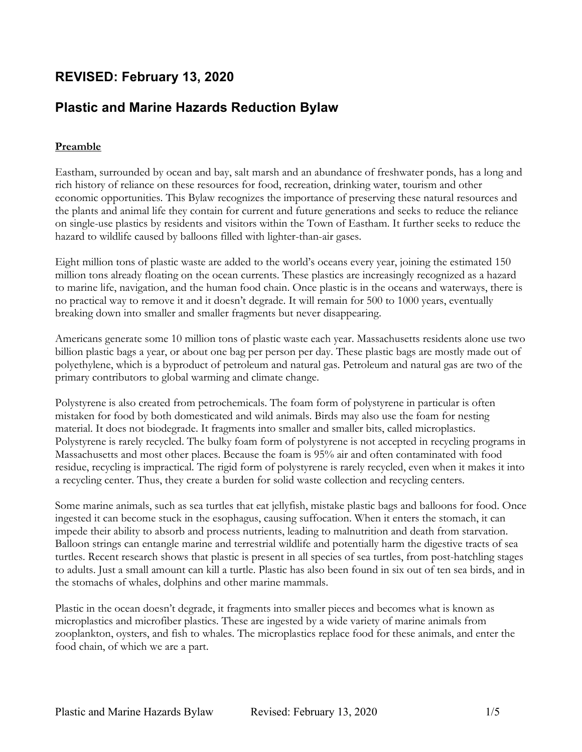## REVISED: February 13, 2020

## Plastic and Marine Hazards Reduction Bylaw

**Preamble**

Eastham, surrounded by ocean and bay, salt marsh and an abundance of freshwater ponds, has a long and rich history of reliance on these resources for food, recreation, drinking water, tourism and other economic opportunities. This Bylaw recognizes the importance of preserving these natural resources and the plants and animal life they contain for current and future generations and seeks to reduce the reliance on single-use plastics by residents and visitors within the Town of Eastham. It further seeks to reduce the hazard to wildlife caused by balloons filled with lighter-than-air gases.

Eight million tons of plastic waste are added to the world's oceans every year, joining the estimated 150 million tons already floating on the ocean currents. These plastics are increasingly recognized as a hazard to marine life, navigation, and the human food chain. Once plastic is in the oceans and waterways, there is no practical way to remove it and it doesn't degrade. It will remain for 500 to 1000 years, eventually breaking down into smaller and smaller fragments but never disappearing.

Americans generate some 10 million tons of plastic waste each year. Massachusetts residents alone use two billion plastic bags a year, or about one bag per person per day. These plastic bags are mostly made out of polyethylene, which is a byproduct of petroleum and natural gas. Petroleum and natural gas are two of the primary contributors to global warming and climate change.

Polystyrene is also created from petrochemicals. The foam form of polystyrene in particular is often mistaken for food by both domesticated and wild animals. Birds may also use the foam for nesting material. It does not biodegrade. It fragments into smaller and smaller bits, called microplastics. Polystyrene is rarely recycled. The bulky foam form of polystyrene is not accepted in recycling programs in Massachusetts and most other places. Because the foam is 95% air and often contaminated with food residue, recycling is impractical. The rigid form of polystyrene is rarely recycled, even when it makes it into a recycling center. Thus, they create a burden for solid waste collection and recycling centers.

Some marine animals, such as sea turtles that eat jellyfish, mistake plastic bags and balloons for food. Once ingested it can become stuck in the esophagus, causing suffocation. When it enters the stomach, it can impede their ability to absorb and process nutrients, leading to malnutrition and death from starvation. Balloon strings can entangle marine and terrestrial wildlife and potentially harm the digestive tracts of sea turtles. Recent research shows that plastic is present in all species of sea turtles, from post-hatchling stages to adults. Just a small amount can kill a turtle. Plastic has also been found in six out of ten sea birds, and in the stomachs of whales, dolphins and other marine mammals.

Plastic in the ocean doesn't degrade, it fragments into smaller pieces and becomes what is known as microplastics and microfiber plastics. These are ingested by a wide variety of marine animals from zooplankton, oysters, and fish to whales. The microplastics replace food for these animals, and enter the food chain, of which we are a part.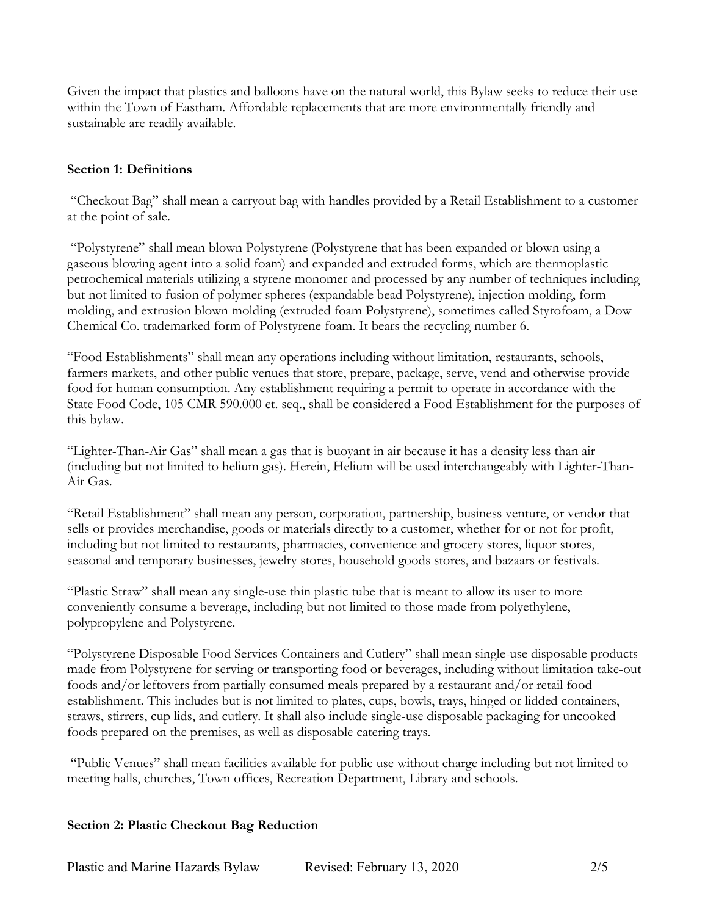Given the impact that plastics and balloons have on the natural world, this Bylaw seeks to reduce their use within the Town of Eastham. Affordable replacements that are more environmentally friendly and sustainable are readily available.

## **Section 1: Definitions**

"Checkout Bag" shall mean a carryout bag with handles provided by a Retail Establishment to a customer at the point of sale.

"Polystyrene" shall mean blown Polystyrene (Polystyrene that has been expanded or blown using a gaseous blowing agent into a solid foam) and expanded and extruded forms, which are thermoplastic petrochemical materials utilizing a styrene monomer and processed by any number of techniques including but not limited to fusion of polymer spheres (expandable bead Polystyrene), injection molding, form molding, and extrusion blown molding (extruded foam Polystyrene), sometimes called Styrofoam, a Dow Chemical Co. trademarked form of Polystyrene foam. It bears the recycling number 6.

"Food Establishments" shall mean any operations including without limitation, restaurants, schools, farmers markets, and other public venues that store, prepare, package, serve, vend and otherwise provide food for human consumption. Any establishment requiring a permit to operate in accordance with the State Food Code, 105 CMR 590.000 et. seq., shall be considered a Food Establishment for the purposes of this bylaw.

"Lighter-Than-Air Gas" shall mean a gas that is buoyant in air because it has a density less than air (including but not limited to helium gas). Herein, Helium will be used interchangeably with Lighter-Than-Air Gas.

"Retail Establishment" shall mean any person, corporation, partnership, business venture, or vendor that sells or provides merchandise, goods or materials directly to a customer, whether for or not for profit, including but not limited to restaurants, pharmacies, convenience and grocery stores, liquor stores, seasonal and temporary businesses, jewelry stores, household goods stores, and bazaars or festivals.

"Plastic Straw" shall mean any single-use thin plastic tube that is meant to allow its user to more conveniently consume a beverage, including but not limited to those made from polyethylene, polypropylene and Polystyrene.

"Polystyrene Disposable Food Services Containers and Cutlery" shall mean single-use disposable products made from Polystyrene for serving or transporting food or beverages, including without limitation take-out foods and/or leftovers from partially consumed meals prepared by a restaurant and/or retail food establishment. This includes but is not limited to plates, cups, bowls, trays, hinged or lidded containers, straws, stirrers, cup lids, and cutlery. It shall also include single-use disposable packaging for uncooked foods prepared on the premises, as well as disposable catering trays.

"Public Venues" shall mean facilities available for public use without charge including but not limited to meeting halls, churches, Town offices, Recreation Department, Library and schools.

## **Section 2: Plastic Checkout Bag Reduction**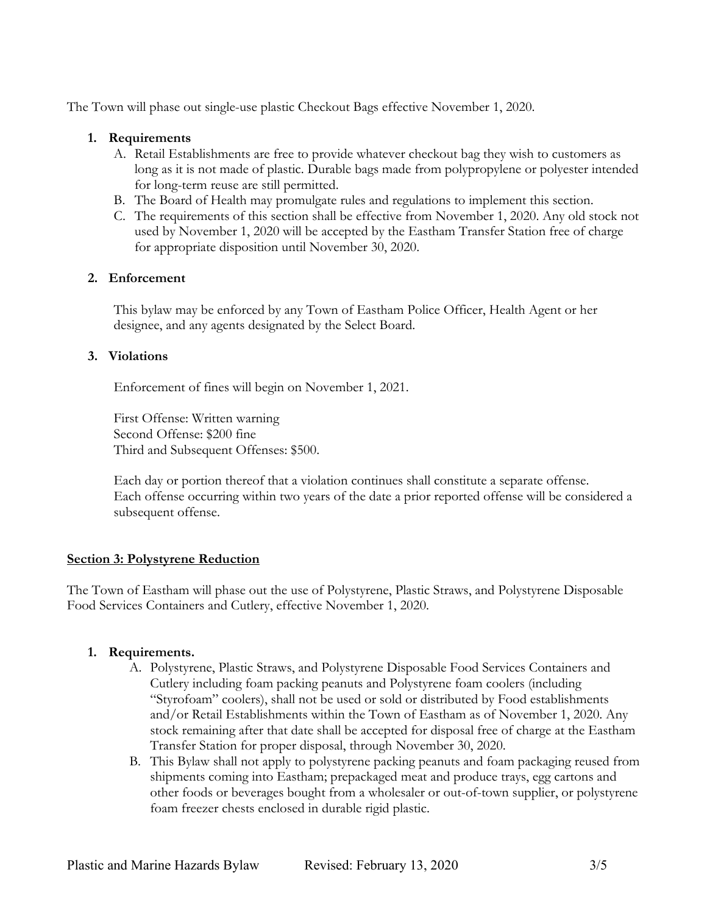The Town will phase out single-use plastic Checkout Bags effective November 1, 2020.

1. **Requirements**
   A. Retail Establishments are free to provide whatever checkout bag they wish to customers as long as it is not made of plastic. Durable bags made from polypropylene or polyester intended for long-term reuse are still permitted.
   B. The Board of Health may promulgate rules and regulations to implement this section.
   C. The requirements of this section shall be effective from November 1, 2020. Any old stock not used by November 1, 2020 will be accepted by the Eastham Transfer Station free of charge for appropriate disposition until November 30, 2020.

2. **Enforcement**

   This bylaw may be enforced by any Town of Eastham Police Officer, Health Agent or her designee, and any agents designated by the Select Board.

3. **Violations**

   Enforcement of fines will begin on November 1, 2021.

   First Offense: Written warning
   Second Offense: $200 fine
   Third and Subsequent Offenses: $500.

   Each day or portion thereof that a violation continues shall constitute a separate offense. Each offense occurring within two years of the date a prior reported offense will be considered a subsequent offense.

## **Section 3: Polystyrene Reduction**

The Town of Eastham will phase out the use of Polystyrene, Plastic Straws, and Polystyrene Disposable Food Services Containers and Cutlery, effective November 1, 2020.

1. **Requirements.**
   A. Polystyrene, Plastic Straws, and Polystyrene Disposable Food Services Containers and Cutlery including foam packing peanuts and Polystyrene foam coolers (including "Styrofoam" coolers), shall not be used or sold or distributed by Food establishments and/or Retail Establishments within the Town of Eastham as of November 1, 2020. Any stock remaining after that date shall be accepted for disposal free of charge at the Eastham Transfer Station for proper disposal, through November 30, 2020.
   B. This Bylaw shall not apply to polystyrene packing peanuts and foam packaging reused from shipments coming into Eastham; prepackaged meat and produce trays, egg cartons and other foods or beverages bought from a wholesaler or out-of-town supplier, or polystyrene foam freezer chests enclosed in durable rigid plastic.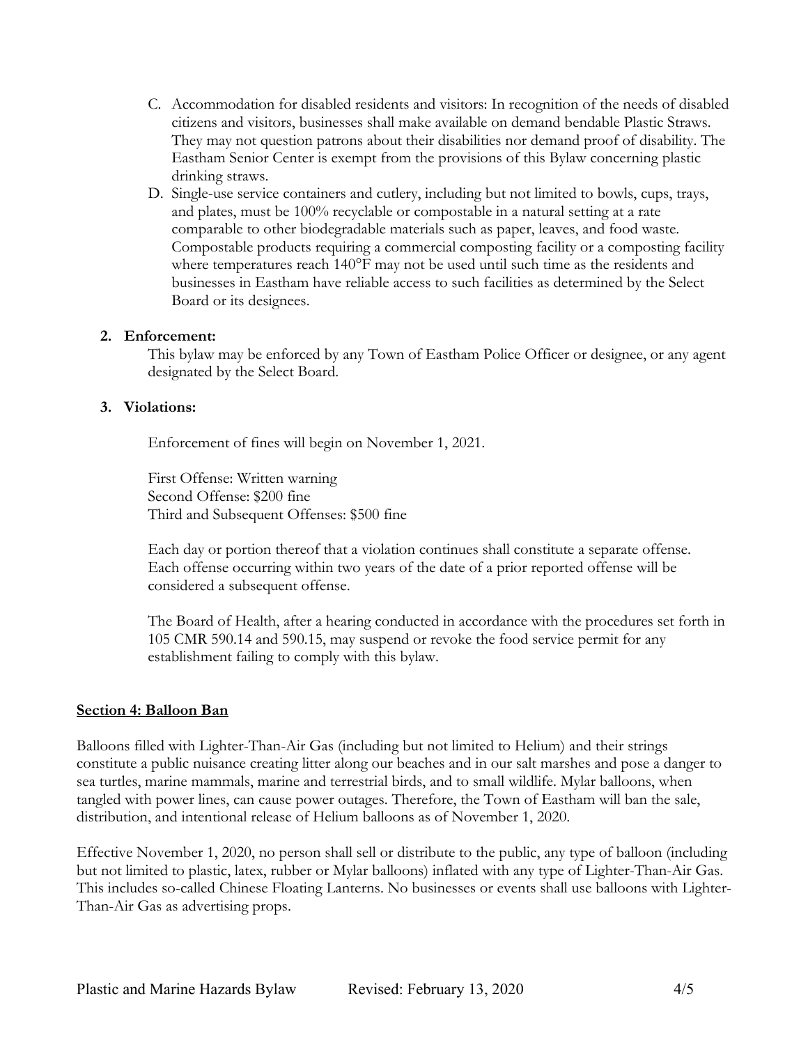C. Accommodation for disabled residents and visitors: In recognition of the needs of disabled citizens and visitors, businesses shall make available on demand bendable Plastic Straws. They may not question patrons about their disabilities nor demand proof of disability. The Eastham Senior Center is exempt from the provisions of this Bylaw concerning plastic drinking straws.

D. Single-use service containers and cutlery, including but not limited to bowls, cups, trays, and plates, must be 100% recyclable or compostable in a natural setting at a rate comparable to other biodegradable materials such as paper, leaves, and food waste. Compostable products requiring a commercial composting facility or a composting facility where temperatures reach 140°F may not be used until such time as the residents and businesses in Eastham have reliable access to such facilities as determined by the Select Board or its designees.

**2. Enforcement:**

This bylaw may be enforced by any Town of Eastham Police Officer or designee, or any agent designated by the Select Board.

**3. Violations:**

Enforcement of fines will begin on November 1, 2021.

First Offense: Written warning
Second Offense: $200 fine
Third and Subsequent Offenses: $500 fine

Each day or portion thereof that a violation continues shall constitute a separate offense. Each offense occurring within two years of the date of a prior reported offense will be considered a subsequent offense.

The Board of Health, after a hearing conducted in accordance with the procedures set forth in 105 CMR 590.14 and 590.15, may suspend or revoke the food service permit for any establishment failing to comply with this bylaw.

## Section 4: Balloon Ban

Balloons filled with Lighter-Than-Air Gas (including but not limited to Helium) and their strings constitute a public nuisance creating litter along our beaches and in our salt marshes and pose a danger to sea turtles, marine mammals, marine and terrestrial birds, and to small wildlife. Mylar balloons, when tangled with power lines, can cause power outages. Therefore, the Town of Eastham will ban the sale, distribution, and intentional release of Helium balloons as of November 1, 2020.

Effective November 1, 2020, no person shall sell or distribute to the public, any type of balloon (including but not limited to plastic, latex, rubber or Mylar balloons) inflated with any type of Lighter-Than-Air Gas. This includes so-called Chinese Floating Lanterns. No businesses or events shall use balloons with Lighter-Than-Air Gas as advertising props.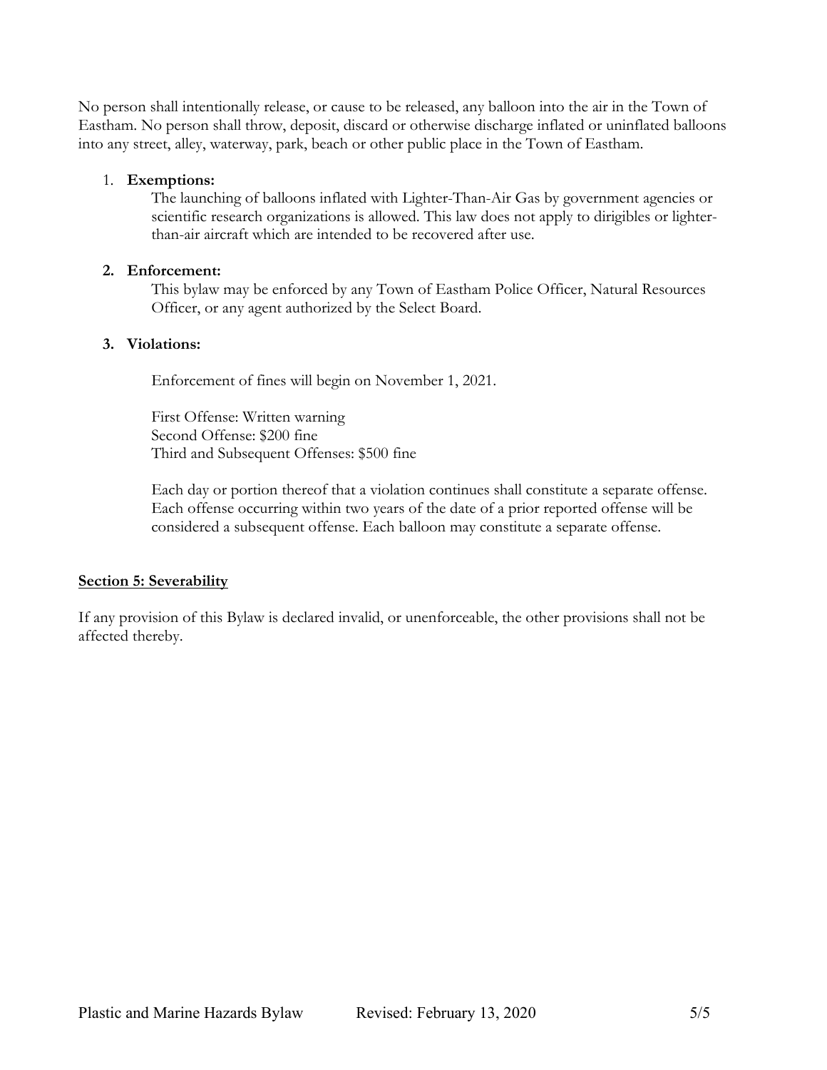No person shall intentionally release, or cause to be released, any balloon into the air in the Town of Eastham. No person shall throw, deposit, discard or otherwise discharge inflated or uninflated balloons into any street, alley, waterway, park, beach or other public place in the Town of Eastham.

1. **Exemptions:**
   The launching of balloons inflated with Lighter-Than-Air Gas by government agencies or scientific research organizations is allowed. This law does not apply to dirigibles or lighter-than-air aircraft which are intended to be recovered after use.

2. **Enforcement:**
   This bylaw may be enforced by any Town of Eastham Police Officer, Natural Resources Officer, or any agent authorized by the Select Board.

3. **Violations:**

   Enforcement of fines will begin on November 1, 2021.

   First Offense: Written warning
   Second Offense: $200 fine
   Third and Subsequent Offenses: $500 fine

   Each day or portion thereof that a violation continues shall constitute a separate offense. Each offense occurring within two years of the date of a prior reported offense will be considered a subsequent offense. Each balloon may constitute a separate offense.

**Section 5: Severability**

If any provision of this Bylaw is declared invalid, or unenforceable, the other provisions shall not be affected thereby.